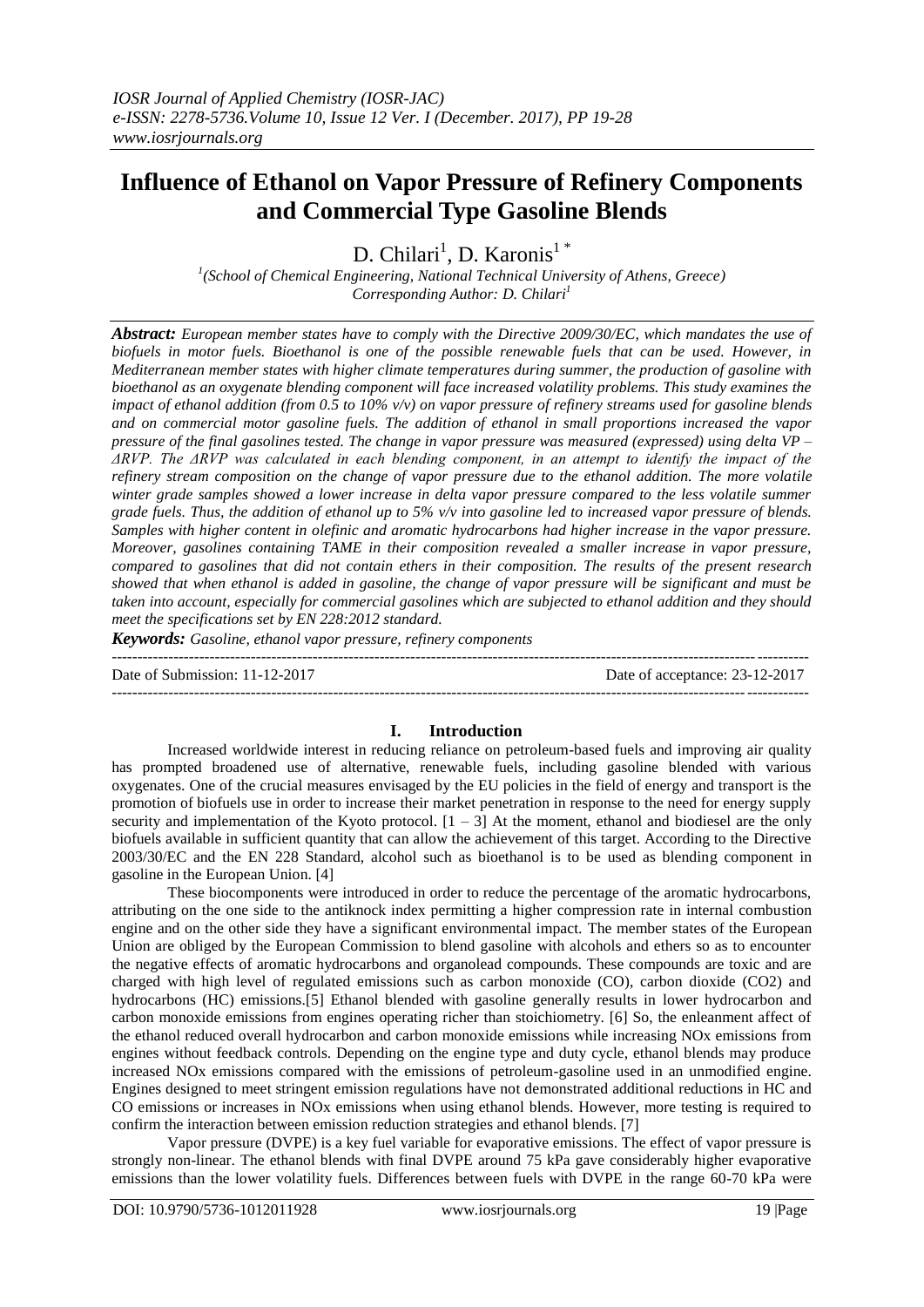# Influence of Ethanol on Vapor Pressure of Refinery Components and Commercial Type Gasoline Blends

D. Chilari[1], D. Karonis[1 *]

[1](School of Chemical Engineering, National Technical University of Athens, Greece)
*Corresponding Author: D. Chilari[1]*

***Abstract:*** *European member states have to comply with the Directive 2009/30/EC, which mandates the use of biofuels in motor fuels. Bioethanol is one of the possible renewable fuels that can be used. However, in Mediterranean member states with higher climate temperatures during summer, the production of gasoline with bioethanol as an oxygenate blending component will face increased volatility problems. This study examines the impact of ethanol addition (from 0.5 to 10% v/v) on vapor pressure of refinery streams used for gasoline blends and on commercial motor gasoline fuels. The addition of ethanol in small proportions increased the vapor pressure of the final gasolines tested. The change in vapor pressure was measured (expressed) using delta VP – ΔRVP. The ΔRVP was calculated in each blending component, in an attempt to identify the impact of the refinery stream composition on the change of vapor pressure due to the ethanol addition. The more volatile winter grade samples showed a lower increase in delta vapor pressure compared to the less volatile summer grade fuels. Thus, the addition of ethanol up to 5% v/v into gasoline led to increased vapor pressure of blends. Samples with higher content in olefinic and aromatic hydrocarbons had higher increase in the vapor pressure. Moreover, gasolines containing TAME in their composition revealed a smaller increase in vapor pressure, compared to gasolines that did not contain ethers in their composition. The results of the present research showed that when ethanol is added in gasoline, the change of vapor pressure will be significant and must be taken into account, especially for commercial gasolines which are subjected to ethanol addition and they should meet the specifications set by EN 228:2012 standard.*

***Keywords:*** *Gasoline, ethanol vapor pressure, refinery components*

Date of Submission: 11-12-2017 Date of acceptance: 23-12-2017

## I. Introduction

Increased worldwide interest in reducing reliance on petroleum-based fuels and improving air quality has prompted broadened use of alternative, renewable fuels, including gasoline blended with various oxygenates. One of the crucial measures envisaged by the EU policies in the field of energy and transport is the promotion of biofuels use in order to increase their market penetration in response to the need for energy supply security and implementation of the Kyoto protocol. [1 – 3] At the moment, ethanol and biodiesel are the only biofuels available in sufficient quantity that can allow the achievement of this target. According to the Directive 2003/30/EC and the EN 228 Standard, alcohol such as bioethanol is to be used as blending component in gasoline in the European Union. [4]

These biocomponents were introduced in order to reduce the percentage of the aromatic hydrocarbons, attributing on the one side to the antiknock index permitting a higher compression rate in internal combustion engine and on the other side they have a significant environmental impact. The member states of the European Union are obliged by the European Commission to blend gasoline with alcohols and ethers so as to encounter the negative effects of aromatic hydrocarbons and organolead compounds. These compounds are toxic and are charged with high level of regulated emissions such as carbon monoxide (CO), carbon dioxide ($CO_2$) and hydrocarbons (HC) emissions.[5] Ethanol blended with gasoline generally results in lower hydrocarbon and carbon monoxide emissions from engines operating richer than stoichiometry. [6] So, the enleanment affect of the ethanol reduced overall hydrocarbon and carbon monoxide emissions while increasing NOx emissions from engines without feedback controls. Depending on the engine type and duty cycle, ethanol blends may produce increased NOx emissions compared with the emissions of petroleum-gasoline used in an unmodified engine. Engines designed to meet stringent emission regulations have not demonstrated additional reductions in HC and CO emissions or increases in NOx emissions when using ethanol blends. However, more testing is required to confirm the interaction between emission reduction strategies and ethanol blends. [7]

Vapor pressure (DVPE) is a key fuel variable for evaporative emissions. The effect of vapor pressure is strongly non-linear. The ethanol blends with final DVPE around 75 kPa gave considerably higher evaporative emissions than the lower volatility fuels. Differences between fuels with DVPE in the range 60-70 kPa were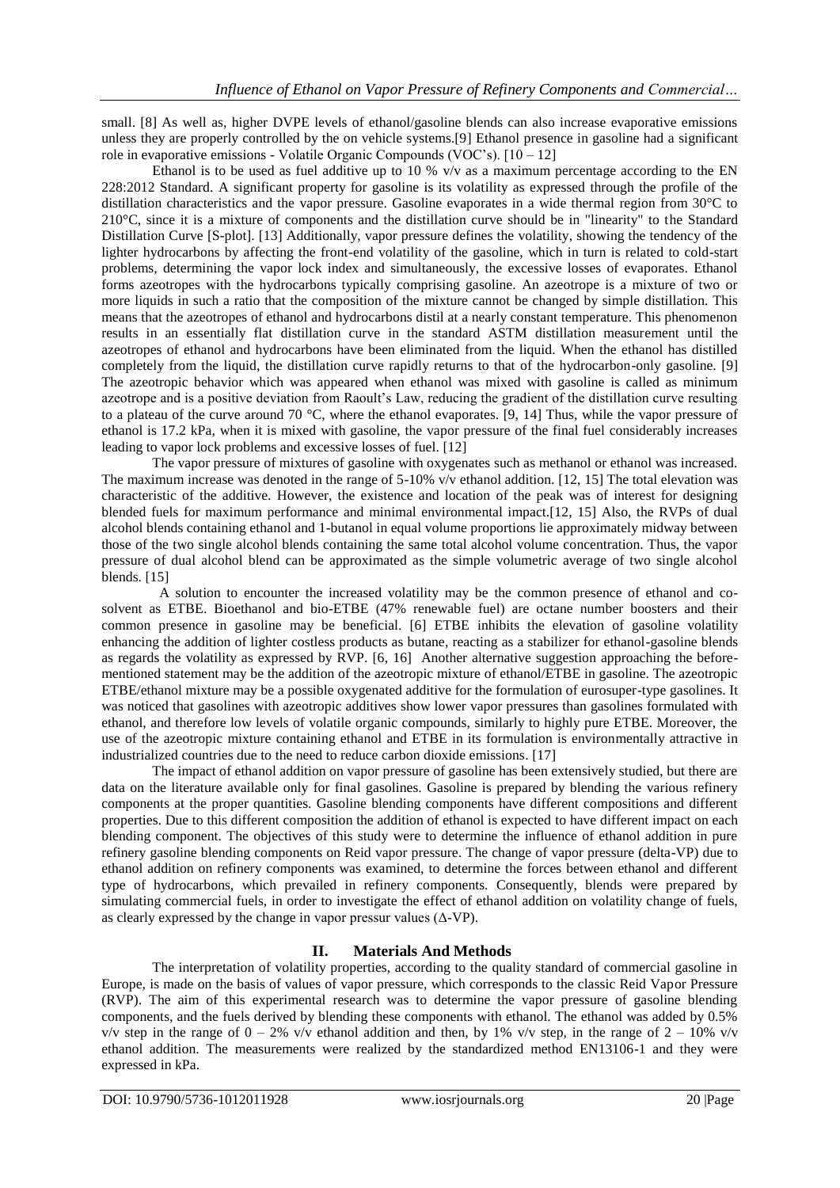small. [8] As well as, higher DVPE levels of ethanol/gasoline blends can also increase evaporative emissions unless they are properly controlled by the on vehicle systems.[9] Ethanol presence in gasoline had a significant role in evaporative emissions - Volatile Organic Compounds (VOC's). [10 – 12]

Ethanol is to be used as fuel additive up to 10 % v/v as a maximum percentage according to the EN 228:2012 Standard. A significant property for gasoline is its volatility as expressed through the profile of the distillation characteristics and the vapor pressure. Gasoline evaporates in a wide thermal region from 30°C to 210°C, since it is a mixture of components and the distillation curve should be in "linearity" to the Standard Distillation Curve [S-plot]. [13] Additionally, vapor pressure defines the volatility, showing the tendency of the lighter hydrocarbons by affecting the front-end volatility of the gasoline, which in turn is related to cold-start problems, determining the vapor lock index and simultaneously, the excessive losses of evaporates. Ethanol forms azeotropes with the hydrocarbons typically comprising gasoline. An azeotrope is a mixture of two or more liquids in such a ratio that the composition of the mixture cannot be changed by simple distillation. This means that the azeotropes of ethanol and hydrocarbons distil at a nearly constant temperature. This phenomenon results in an essentially flat distillation curve in the standard ASTM distillation measurement until the azeotropes of ethanol and hydrocarbons have been eliminated from the liquid. When the ethanol has distilled completely from the liquid, the distillation curve rapidly returns to that of the hydrocarbon-only gasoline. [9] The azeotropic behavior which was appeared when ethanol was mixed with gasoline is called as minimum azeotrope and is a positive deviation from Raoult's Law, reducing the gradient of the distillation curve resulting to a plateau of the curve around 70 °C, where the ethanol evaporates. [9, 14] Thus, while the vapor pressure of ethanol is 17.2 kPa, when it is mixed with gasoline, the vapor pressure of the final fuel considerably increases leading to vapor lock problems and excessive losses of fuel. [12]

The vapor pressure of mixtures of gasoline with oxygenates such as methanol or ethanol was increased. The maximum increase was denoted in the range of 5-10% v/v ethanol addition. [12, 15] The total elevation was characteristic of the additive. However, the existence and location of the peak was of interest for designing blended fuels for maximum performance and minimal environmental impact.[12, 15] Also, the RVPs of dual alcohol blends containing ethanol and 1-butanol in equal volume proportions lie approximately midway between those of the two single alcohol blends containing the same total alcohol volume concentration. Thus, the vapor pressure of dual alcohol blend can be approximated as the simple volumetric average of two single alcohol blends. [15]

A solution to encounter the increased volatility may be the common presence of ethanol and co-solvent as ETBE. Bioethanol and bio-ETBE (47% renewable fuel) are octane number boosters and their common presence in gasoline may be beneficial. [6] ETBE inhibits the elevation of gasoline volatility enhancing the addition of lighter costless products as butane, reacting as a stabilizer for ethanol-gasoline blends as regards the volatility as expressed by RVP. [6, 16] Another alternative suggestion approaching the before-mentioned statement may be the addition of the azeotropic mixture of ethanol/ETBE in gasoline. The azeotropic ETBE/ethanol mixture may be a possible oxygenated additive for the formulation of eurosuper-type gasolines. It was noticed that gasolines with azeotropic additives show lower vapor pressures than gasolines formulated with ethanol, and therefore low levels of volatile organic compounds, similarly to highly pure ETBE. Moreover, the use of the azeotropic mixture containing ethanol and ETBE in its formulation is environmentally attractive in industrialized countries due to the need to reduce carbon dioxide emissions. [17]

The impact of ethanol addition on vapor pressure of gasoline has been extensively studied, but there are data on the literature available only for final gasolines. Gasoline is prepared by blending the various refinery components at the proper quantities. Gasoline blending components have different compositions and different properties. Due to this different composition the addition of ethanol is expected to have different impact on each blending component. The objectives of this study were to determine the influence of ethanol addition in pure refinery gasoline blending components on Reid vapor pressure. The change of vapor pressure (delta-VP) due to ethanol addition on refinery components was examined, to determine the forces between ethanol and different type of hydrocarbons, which prevailed in refinery components. Consequently, blends were prepared by simulating commercial fuels, in order to investigate the effect of ethanol addition on volatility change of fuels, as clearly expressed by the change in vapor pressur values (Δ-VP).

## II. Materials And Methods

The interpretation of volatility properties, according to the quality standard of commercial gasoline in Europe, is made on the basis of values of vapor pressure, which corresponds to the classic Reid Vapor Pressure (RVP). The aim of this experimental research was to determine the vapor pressure of gasoline blending components, and the fuels derived by blending these components with ethanol. The ethanol was added by 0.5% v/v step in the range of 0 – 2% v/v ethanol addition and then, by 1% v/v step, in the range of 2 – 10% v/v ethanol addition. The measurements were realized by the standardized method EN13106-1 and they were expressed in kPa.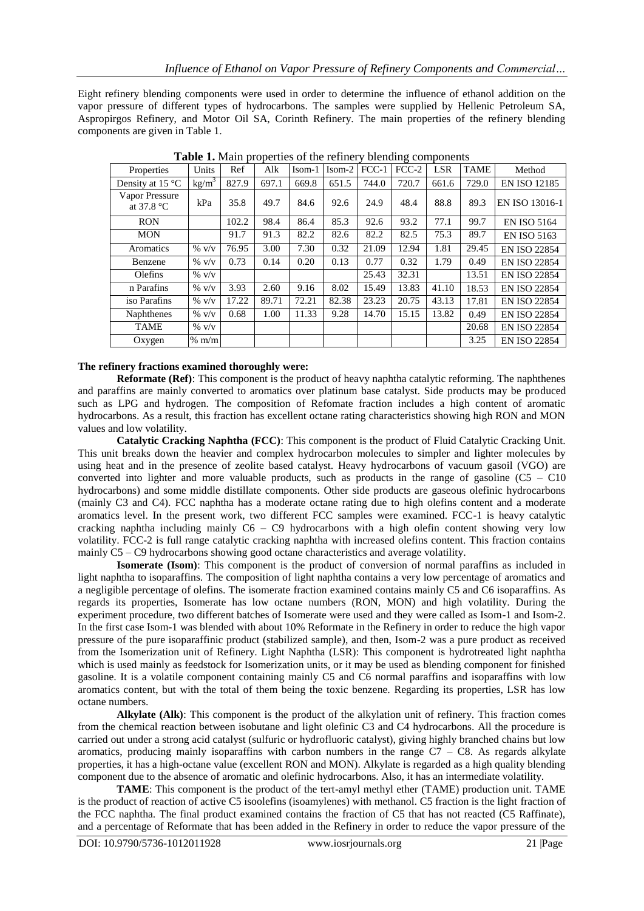Eight refinery blending components were used in order to determine the influence of ethanol addition on the vapor pressure of different types of hydrocarbons. The samples were supplied by Hellenic Petroleum SA, Aspropirgos Refinery, and Motor Oil SA, Corinth Refinery. The main properties of the refinery blending components are given in Table 1.

**Table 1.** Main properties of the refinery blending components

| Properties | Units | Ref | Alk | Isom-1 | Isom-2 | FCC-1 | FCC-2 | LSR | TAME | Method |
|---|---|---|---|---|---|---|---|---|---|---|
| Density at 15 °C | $kg/m^3$ | 827.9 | 697.1 | 669.8 | 651.5 | 744.0 | 720.7 | 661.6 | 729.0 | EN ISO 12185 |
| Vapor Pressure at 37.8 °C | kPa | 35.8 | 49.7 | 84.6 | 92.6 | 24.9 | 48.4 | 88.8 | 89.3 | EN ISO 13016-1 |
| RON | | 102.2 | 98.4 | 86.4 | 85.3 | 92.6 | 93.2 | 77.1 | 99.7 | EN ISO 5164 |
| MON | | 91.7 | 91.3 | 82.2 | 82.6 | 82.2 | 82.5 | 75.3 | 89.7 | EN ISO 5163 |
| Aromatics | % v/v | 76.95 | 3.00 | 7.30 | 0.32 | 21.09 | 12.94 | 1.81 | 29.45 | EN ISO 22854 |
| Benzene | % v/v | 0.73 | 0.14 | 0.20 | 0.13 | 0.77 | 0.32 | 1.79 | 0.49 | EN ISO 22854 |
| Olefins | % v/v | | | | | 25.43 | 32.31 | | 13.51 | EN ISO 22854 |
| n Parafins | % v/v | 3.93 | 2.60 | 9.16 | 8.02 | 15.49 | 13.83 | 41.10 | 18.53 | EN ISO 22854 |
| iso Parafins | % v/v | 17.22 | 89.71 | 72.21 | 82.38 | 23.23 | 20.75 | 43.13 | 17.81 | EN ISO 22854 |
| Naphthenes | % v/v | 0.68 | 1.00 | 11.33 | 9.28 | 14.70 | 15.15 | 13.82 | 0.49 | EN ISO 22854 |
| TAME | % v/v | | | | | | | | 20.68 | EN ISO 22854 |
| Oxygen | % m/m | | | | | | | | 3.25 | EN ISO 22854 |

**The refinery fractions examined thoroughly were:**

**Reformate (Ref)**: This component is the product of heavy naphtha catalytic reforming. The naphthenes and paraffins are mainly converted to aromatics over platinum base catalyst. Side products may be produced such as LPG and hydrogen. The composition of Refomate fraction includes a high content of aromatic hydrocarbons. As a result, this fraction has excellent octane rating characteristics showing high RON and MON values and low volatility.

**Catalytic Cracking Naphtha (FCC)**: This component is the product of Fluid Catalytic Cracking Unit. This unit breaks down the heavier and complex hydrocarbon molecules to simpler and lighter molecules by using heat and in the presence of zeolite based catalyst. Heavy hydrocarbons of vacuum gasoil (VGO) are converted into lighter and more valuable products, such as products in the range of gasoline (C5 – C10 hydrocarbons) and some middle distillate components. Other side products are gaseous olefinic hydrocarbons (mainly C3 and C4). FCC naphtha has a moderate octane rating due to high olefins content and a moderate aromatics level. In the present work, two different FCC samples were examined. FCC-1 is heavy catalytic cracking naphtha including mainly C6 – C9 hydrocarbons with a high olefin content showing very low volatility. FCC-2 is full range catalytic cracking naphtha with increased olefins content. This fraction contains mainly C5 – C9 hydrocarbons showing good octane characteristics and average volatility.

**Isomerate (Isom)**: This component is the product of conversion of normal paraffins as included in light naphtha to isoparaffins. The composition of light naphtha contains a very low percentage of aromatics and a negligible percentage of olefins. The isomerate fraction examined contains mainly C5 and C6 isoparaffins. As regards its properties, Isomerate has low octane numbers (RON, MON) and high volatility. During the experiment procedure, two different batches of Isomerate were used and they were called as Isom-1 and Isom-2. In the first case Isom-1 was blended with about 10% Reformate in the Refinery in order to reduce the high vapor pressure of the pure isoparaffinic product (stabilized sample), and then, Isom-2 was a pure product as received from the Isomerization unit of Refinery. Light Naphtha (LSR): This component is hydrotreated light naphtha which is used mainly as feedstock for Isomerization units, or it may be used as blending component for finished gasoline. It is a volatile component containing mainly C5 and C6 normal paraffins and isoparaffins with low aromatics content, but with the total of them being the toxic benzene. Regarding its properties, LSR has low octane numbers.

**Alkylate (Alk)**: This component is the product of the alkylation unit of refinery. This fraction comes from the chemical reaction between isobutane and light olefinic C3 and C4 hydrocarbons. All the procedure is carried out under a strong acid catalyst (sulfuric or hydrofluoric catalyst), giving highly branched chains but low aromatics, producing mainly isoparaffins with carbon numbers in the range C7 – C8. As regards alkylate properties, it has a high-octane value (excellent RON and MON). Alkylate is regarded as a high quality blending component due to the absence of aromatic and olefinic hydrocarbons. Also, it has an intermediate volatility.

**TAME**: This component is the product of the tert-amyl methyl ether (TAME) production unit. TAME is the product of reaction of active C5 isoolefins (isoamylenes) with methanol. C5 fraction is the light fraction of the FCC naphtha. The final product examined contains the fraction of C5 that has not reacted (C5 Raffinate), and a percentage of Reformate that has been added in the Refinery in order to reduce the vapor pressure of the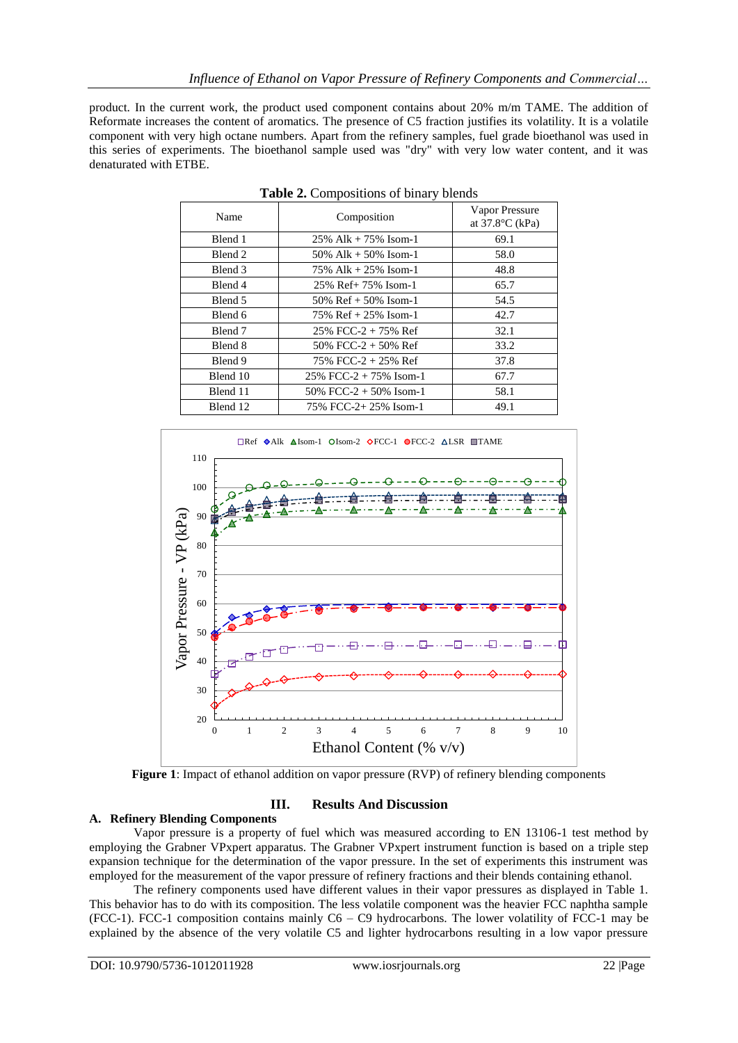product. In the current work, the product used component contains about 20% m/m TAME. The addition of Reformate increases the content of aromatics. The presence of C5 fraction justifies its volatility. It is a volatile component with very high octane numbers. Apart from the refinery samples, fuel grade bioethanol was used in this series of experiments. The bioethanol sample used was "dry" with very low water content, and it was denaturated with ETBE.

**Table 2.** Compositions of binary blends

| Name | Composition | Vapor Pressure at 37.8°C (kPa) |
|---|---|---|
| Blend 1 | 25% Alk + 75% Isom-1 | 69.1 |
| Blend 2 | 50% Alk + 50% Isom-1 | 58.0 |
| Blend 3 | 75% Alk + 25% Isom-1 | 48.8 |
| Blend 4 | 25% Ref+ 75% Isom-1 | 65.7 |
| Blend 5 | 50% Ref + 50% Isom-1 | 54.5 |
| Blend 6 | 75% Ref + 25% Isom-1 | 42.7 |
| Blend 7 | 25% FCC-2 + 75% Ref | 32.1 |
| Blend 8 | 50% FCC-2 + 50% Ref | 33.2 |
| Blend 9 | 75% FCC-2 + 25% Ref | 37.8 |
| Blend 10 | 25% FCC-2 + 75% Isom-1 | 67.7 |
| Blend 11 | 50% FCC-2 + 50% Isom-1 | 58.1 |
| Blend 12 | 75% FCC-2+ 25% Isom-1 | 49.1 |

**Figure 1**: Impact of ethanol addition on vapor pressure (RVP) of refinery blending components

## III. Results And Discussion

### A. Refinery Blending Components

Vapor pressure is a property of fuel which was measured according to EN 13106-1 test method by employing the Grabner VPxpert apparatus. The Grabner VPxpert instrument function is based on a triple step expansion technique for the determination of the vapor pressure. In the set of experiments this instrument was employed for the measurement of the vapor pressure of refinery fractions and their blends containing ethanol.

The refinery components used have different values in their vapor pressures as displayed in Table 1. This behavior has to do with its composition. The less volatile component was the heavier FCC naphtha sample (FCC-1). FCC-1 composition contains mainly C6 – C9 hydrocarbons. The lower volatility of FCC-1 may be explained by the absence of the very volatile C5 and lighter hydrocarbons resulting in a low vapor pressure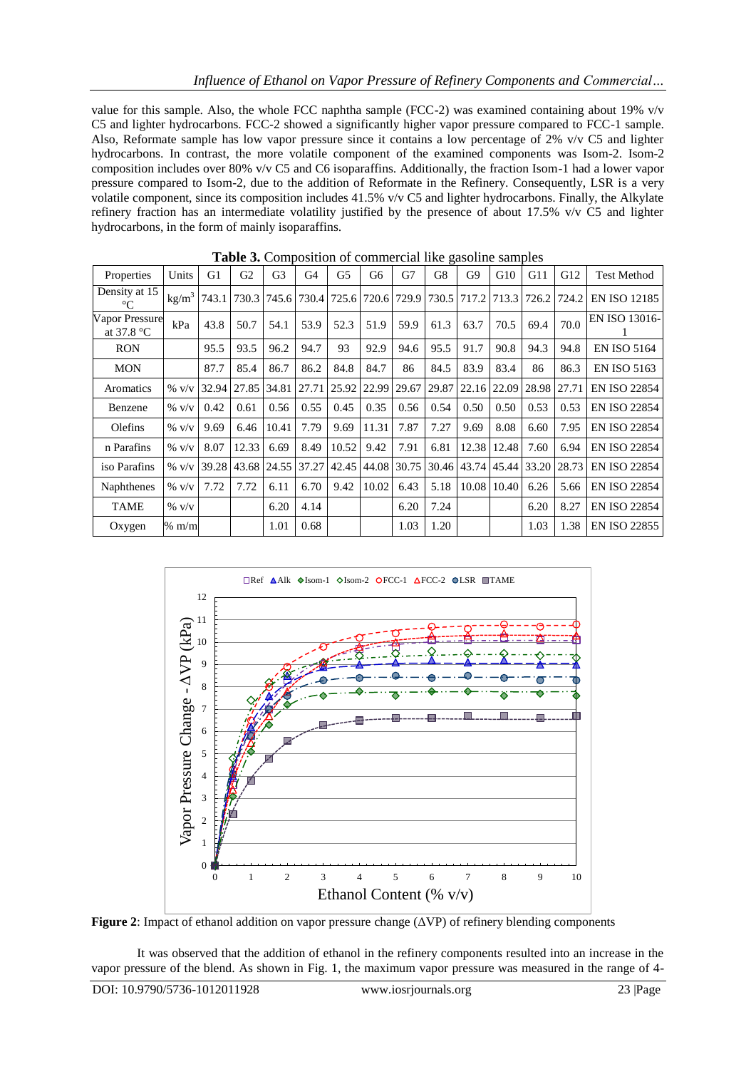value for this sample. Also, the whole FCC naphtha sample (FCC-2) was examined containing about 19% v/v C5 and lighter hydrocarbons. FCC-2 showed a significantly higher vapor pressure compared to FCC-1 sample. Also, Reformate sample has low vapor pressure since it contains a low percentage of 2% v/v C5 and lighter hydrocarbons. In contrast, the more volatile component of the examined components was Isom-2. Isom-2 composition includes over 80% v/v C5 and C6 isoparaffins. Additionally, the fraction Isom-1 had a lower vapor pressure compared to Isom-2, due to the addition of Reformate in the Refinery. Consequently, LSR is a very volatile component, since its composition includes 41.5% v/v C5 and lighter hydrocarbons. Finally, the Alkylate refinery fraction has an intermediate volatility justified by the presence of about 17.5% v/v C5 and lighter hydrocarbons, in the form of mainly isoparaffins.

**Table 3.** Composition of commercial like gasoline samples

| Properties | Units | G1 | G2 | G3 | G4 | G5 | G6 | G7 | G8 | G9 | G10 | G11 | G12 | Test Method |
|---|---|---|---|---|---|---|---|---|---|---|---|---|---|---|
| Density at 15 °C | kg/m$^3$ | 743.1 | 730.3 | 745.6 | 730.4 | 725.6 | 720.6 | 729.9 | 730.5 | 717.2 | 713.3 | 726.2 | 724.2 | EN ISO 12185 |
| Vapor Pressure at 37.8 °C | kPa | 43.8 | 50.7 | 54.1 | 53.9 | 52.3 | 51.9 | 59.9 | 61.3 | 63.7 | 70.5 | 69.4 | 70.0 | EN ISO 13016-1 |
| RON | | 95.5 | 93.5 | 96.2 | 94.7 | 93 | 92.9 | 94.6 | 95.5 | 91.7 | 90.8 | 94.3 | 94.8 | EN ISO 5164 |
| MON | | 87.7 | 85.4 | 86.7 | 86.2 | 84.8 | 84.7 | 86 | 84.5 | 83.9 | 83.4 | 86 | 86.3 | EN ISO 5163 |
| Aromatics | % v/v | 32.94 | 27.85 | 34.81 | 27.71 | 25.92 | 22.99 | 29.67 | 29.87 | 22.16 | 22.09 | 28.98 | 27.71 | EN ISO 22854 |
| Benzene | % v/v | 0.42 | 0.61 | 0.56 | 0.55 | 0.45 | 0.35 | 0.56 | 0.54 | 0.50 | 0.50 | 0.53 | 0.53 | EN ISO 22854 |
| Olefins | % v/v | 9.69 | 6.46 | 10.41 | 7.79 | 9.69 | 11.31 | 7.87 | 7.27 | 9.69 | 8.08 | 6.60 | 7.95 | EN ISO 22854 |
| n Parafins | % v/v | 8.07 | 12.33 | 6.69 | 8.49 | 10.52 | 9.42 | 7.91 | 6.81 | 12.38 | 12.48 | 7.60 | 6.94 | EN ISO 22854 |
| iso Parafins | % v/v | 39.28 | 43.68 | 24.55 | 37.27 | 42.45 | 44.08 | 30.75 | 30.46 | 43.74 | 45.44 | 33.20 | 28.73 | EN ISO 22854 |
| Naphthenes | % v/v | 7.72 | 7.72 | 6.11 | 6.70 | 9.42 | 10.02 | 6.43 | 5.18 | 10.08 | 10.40 | 6.26 | 5.66 | EN ISO 22854 |
| TAME | % v/v | | | 6.20 | 4.14 | | | 6.20 | 7.24 | | | 6.20 | 8.27 | EN ISO 22854 |
| Oxygen | % m/m | | | 1.01 | 0.68 | | | 1.03 | 1.20 | | | 1.03 | 1.38 | EN ISO 22855 |

**Figure 2**: Impact of ethanol addition on vapor pressure change (ΔVP) of refinery blending components

It was observed that the addition of ethanol in the refinery components resulted into an increase in the vapor pressure of the blend. As shown in Fig. 1, the maximum vapor pressure was measured in the range of 4-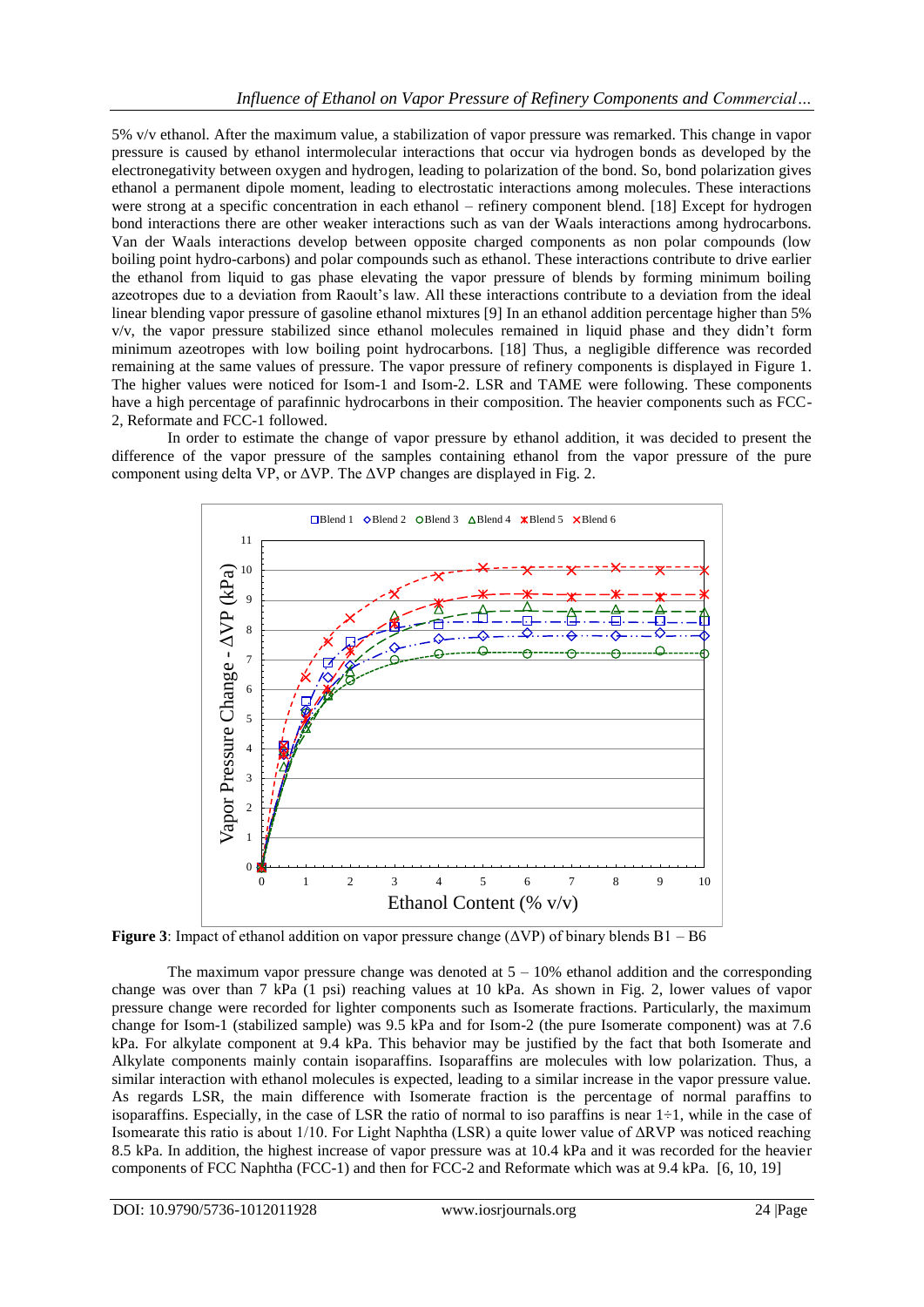5% v/v ethanol. After the maximum value, a stabilization of vapor pressure was remarked. This change in vapor pressure is caused by ethanol intermolecular interactions that occur via hydrogen bonds as developed by the electronegativity between oxygen and hydrogen, leading to polarization of the bond. So, bond polarization gives ethanol a permanent dipole moment, leading to electrostatic interactions among molecules. These interactions were strong at a specific concentration in each ethanol – refinery component blend. [18] Except for hydrogen bond interactions there are other weaker interactions such as van der Waals interactions among hydrocarbons. Van der Waals interactions develop between opposite charged components as non polar compounds (low boiling point hydro-carbons) and polar compounds such as ethanol. These interactions contribute to drive earlier the ethanol from liquid to gas phase elevating the vapor pressure of blends by forming minimum boiling azeotropes due to a deviation from Raoult's law. All these interactions contribute to a deviation from the ideal linear blending vapor pressure of gasoline ethanol mixtures [9] In an ethanol addition percentage higher than 5% v/v, the vapor pressure stabilized since ethanol molecules remained in liquid phase and they didn't form minimum azeotropes with low boiling point hydrocarbons. [18] Thus, a negligible difference was recorded remaining at the same values of pressure. The vapor pressure of refinery components is displayed in Figure 1. The higher values were noticed for Isom-1 and Isom-2. LSR and TAME were following. These components have a high percentage of parafinnic hydrocarbons in their composition. The heavier components such as FCC-2, Reformate and FCC-1 followed.

In order to estimate the change of vapor pressure by ethanol addition, it was decided to present the difference of the vapor pressure of the samples containing ethanol from the vapor pressure of the pure component using delta VP, or ΔVP. The ΔVP changes are displayed in Fig. 2.

**Figure 3**: Impact of ethanol addition on vapor pressure change (ΔVP) of binary blends B1 – B6

The maximum vapor pressure change was denoted at 5 – 10% ethanol addition and the corresponding change was over than 7 kPa (1 psi) reaching values at 10 kPa. As shown in Fig. 2, lower values of vapor pressure change were recorded for lighter components such as Isomerate fractions. Particularly, the maximum change for Isom-1 (stabilized sample) was 9.5 kPa and for Isom-2 (the pure Isomerate component) was at 7.6 kPa. For alkylate component at 9.4 kPa. This behavior may be justified by the fact that both Isomerate and Alkylate components mainly contain isoparaffins. Isoparaffins are molecules with low polarization. Thus, a similar interaction with ethanol molecules is expected, leading to a similar increase in the vapor pressure value. As regards LSR, the main difference with Isomerate fraction is the percentage of normal paraffins to isoparaffins. Especially, in the case of LSR the ratio of normal to iso paraffins is near 1÷1, while in the case of Isomearate this ratio is about 1/10. For Light Naphtha (LSR) a quite lower value of ΔRVP was noticed reaching 8.5 kPa. In addition, the highest increase of vapor pressure was at 10.4 kPa and it was recorded for the heavier components of FCC Naphtha (FCC-1) and then for FCC-2 and Reformate which was at 9.4 kPa. [6, 10, 19]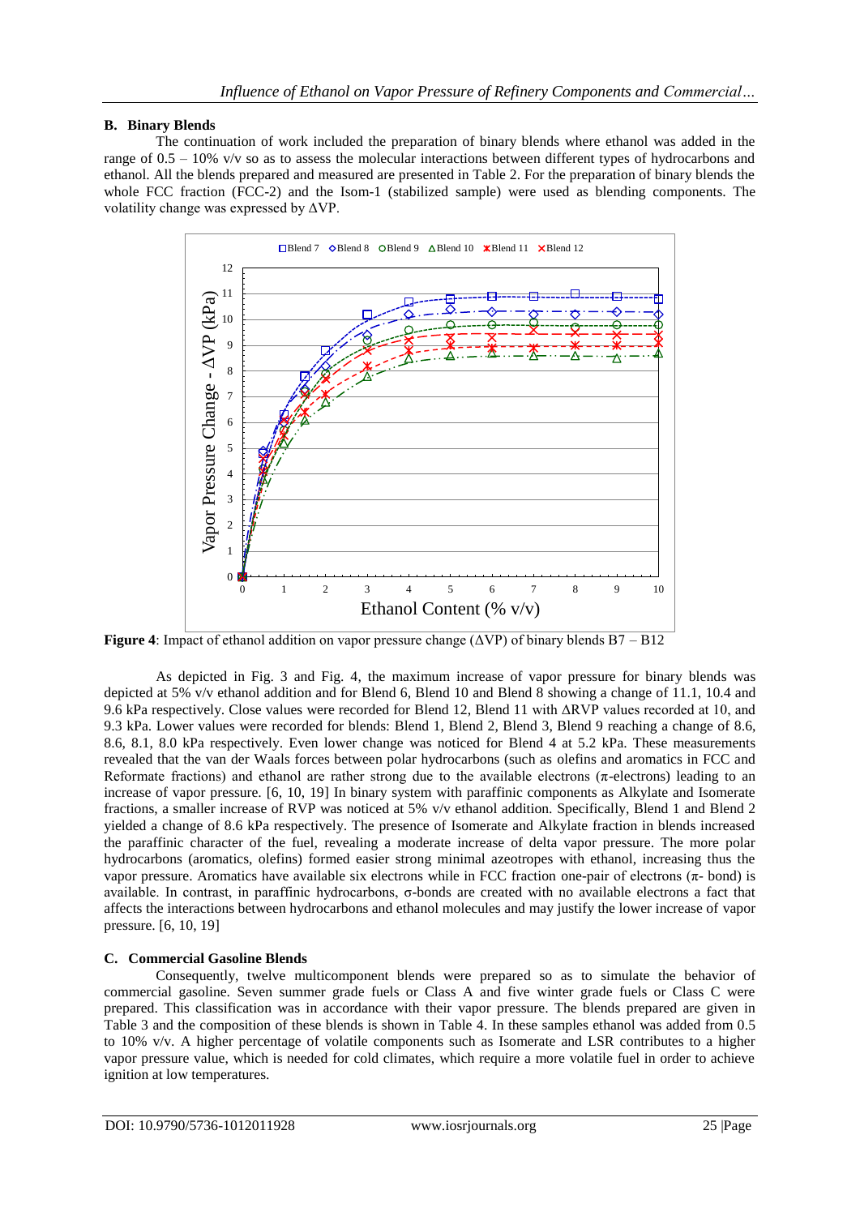### B. Binary Blends

The continuation of work included the preparation of binary blends where ethanol was added in the range of 0.5 – 10% v/v so as to assess the molecular interactions between different types of hydrocarbons and ethanol. All the blends prepared and measured are presented in Table 2. For the preparation of binary blends the whole FCC fraction (FCC-2) and the Isom-1 (stabilized sample) were used as blending components. The volatility change was expressed by ΔVP.

**Figure 4**: Impact of ethanol addition on vapor pressure change (ΔVP) of binary blends B7 – B12

As depicted in Fig. 3 and Fig. 4, the maximum increase of vapor pressure for binary blends was depicted at 5% v/v ethanol addition and for Blend 6, Blend 10 and Blend 8 showing a change of 11.1, 10.4 and 9.6 kPa respectively. Close values were recorded for Blend 12, Blend 11 with ΔRVP values recorded at 10, and 9.3 kPa. Lower values were recorded for blends: Blend 1, Blend 2, Blend 3, Blend 9 reaching a change of 8.6, 8.6, 8.1, 8.0 kPa respectively. Even lower change was noticed for Blend 4 at 5.2 kPa. These measurements revealed that the van der Waals forces between polar hydrocarbons (such as olefins and aromatics in FCC and Reformate fractions) and ethanol are rather strong due to the available electrons (π-electrons) leading to an increase of vapor pressure. [6, 10, 19] In binary system with paraffinic components as Alkylate and Isomerate fractions, a smaller increase of RVP was noticed at 5% v/v ethanol addition. Specifically, Blend 1 and Blend 2 yielded a change of 8.6 kPa respectively. The presence of Isomerate and Alkylate fraction in blends increased the paraffinic character of the fuel, revealing a moderate increase of delta vapor pressure. The more polar hydrocarbons (aromatics, olefins) formed easier strong minimal azeotropes with ethanol, increasing thus the vapor pressure. Aromatics have available six electrons while in FCC fraction one-pair of electrons (π- bond) is available. In contrast, in paraffinic hydrocarbons, σ-bonds are created with no available electrons a fact that affects the interactions between hydrocarbons and ethanol molecules and may justify the lower increase of vapor pressure. [6, 10, 19]

### C. Commercial Gasoline Blends

Consequently, twelve multicomponent blends were prepared so as to simulate the behavior of commercial gasoline. Seven summer grade fuels or Class A and five winter grade fuels or Class C were prepared. This classification was in accordance with their vapor pressure. The blends prepared are given in Table 3 and the composition of these blends is shown in Table 4. In these samples ethanol was added from 0.5 to 10% v/v. A higher percentage of volatile components such as Isomerate and LSR contributes to a higher vapor pressure value, which is needed for cold climates, which require a more volatile fuel in order to achieve ignition at low temperatures.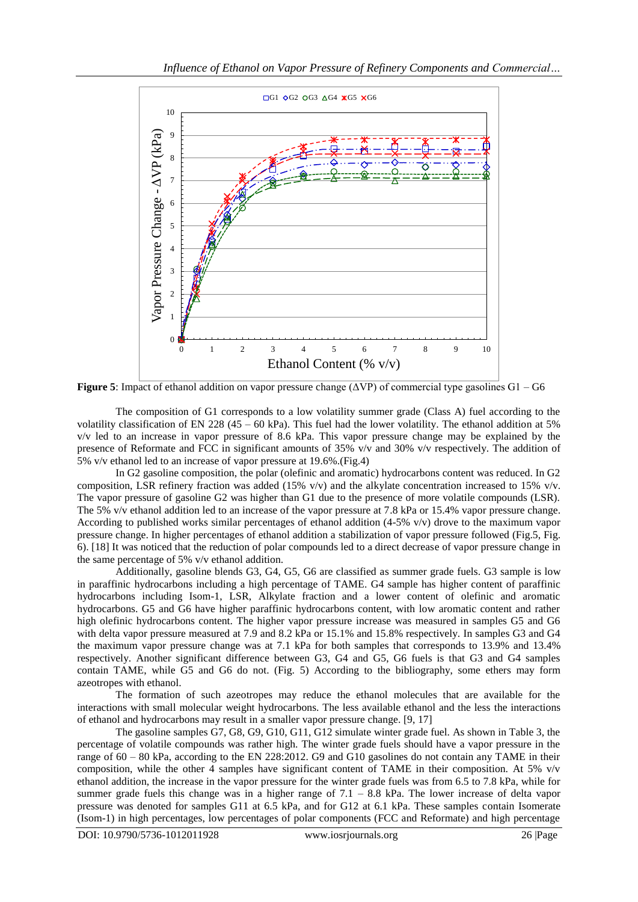**Figure 5**: Impact of ethanol addition on vapor pressure change (ΔVP) of commercial type gasolines G1 – G6

The composition of G1 corresponds to a low volatility summer grade (Class A) fuel according to the volatility classification of EN 228 (45 – 60 kPa). This fuel had the lower volatility. The ethanol addition at 5% v/v led to an increase in vapor pressure of 8.6 kPa. This vapor pressure change may be explained by the presence of Reformate and FCC in significant amounts of 35% v/v and 30% v/v respectively. The addition of 5% v/v ethanol led to an increase of vapor pressure at 19.6%.(Fig.4)

In G2 gasoline composition, the polar (olefinic and aromatic) hydrocarbons content was reduced. In G2 composition, LSR refinery fraction was added (15% v/v) and the alkylate concentration increased to 15% v/v. The vapor pressure of gasoline G2 was higher than G1 due to the presence of more volatile compounds (LSR). The 5% v/v ethanol addition led to an increase of the vapor pressure at 7.8 kPa or 15.4% vapor pressure change. According to published works similar percentages of ethanol addition (4-5% v/v) drove to the maximum vapor pressure change. In higher percentages of ethanol addition a stabilization of vapor pressure followed (Fig.5, Fig. 6). [18] It was noticed that the reduction of polar compounds led to a direct decrease of vapor pressure change in the same percentage of 5% v/v ethanol addition.

Additionally, gasoline blends G3, G4, G5, G6 are classified as summer grade fuels. G3 sample is low in paraffinic hydrocarbons including a high percentage of TAME. G4 sample has higher content of paraffinic hydrocarbons including Isom-1, LSR, Alkylate fraction and a lower content of olefinic and aromatic hydrocarbons. G5 and G6 have higher paraffinic hydrocarbons content, with low aromatic content and rather high olefinic hydrocarbons content. The higher vapor pressure increase was measured in samples G5 and G6 with delta vapor pressure measured at 7.9 and 8.2 kPa or 15.1% and 15.8% respectively. In samples G3 and G4 the maximum vapor pressure change was at 7.1 kPa for both samples that corresponds to 13.9% and 13.4% respectively. Another significant difference between G3, G4 and G5, G6 fuels is that G3 and G4 samples contain TAME, while G5 and G6 do not. (Fig. 5) According to the bibliography, some ethers may form azeotropes with ethanol.

The formation of such azeotropes may reduce the ethanol molecules that are available for the interactions with small molecular weight hydrocarbons. The less available ethanol and the less the interactions of ethanol and hydrocarbons may result in a smaller vapor pressure change. [9, 17]

The gasoline samples G7, G8, G9, G10, G11, G12 simulate winter grade fuel. As shown in Table 3, the percentage of volatile compounds was rather high. The winter grade fuels should have a vapor pressure in the range of 60 – 80 kPa, according to the EN 228:2012. G9 and G10 gasolines do not contain any TAME in their composition, while the other 4 samples have significant content of TAME in their composition. At 5% v/v ethanol addition, the increase in the vapor pressure for the winter grade fuels was from 6.5 to 7.8 kPa, while for summer grade fuels this change was in a higher range of 7.1 – 8.8 kPa. The lower increase of delta vapor pressure was denoted for samples G11 at 6.5 kPa, and for G12 at 6.1 kPa. These samples contain Isomerate (Isom-1) in high percentages, low percentages of polar components (FCC and Reformate) and high percentage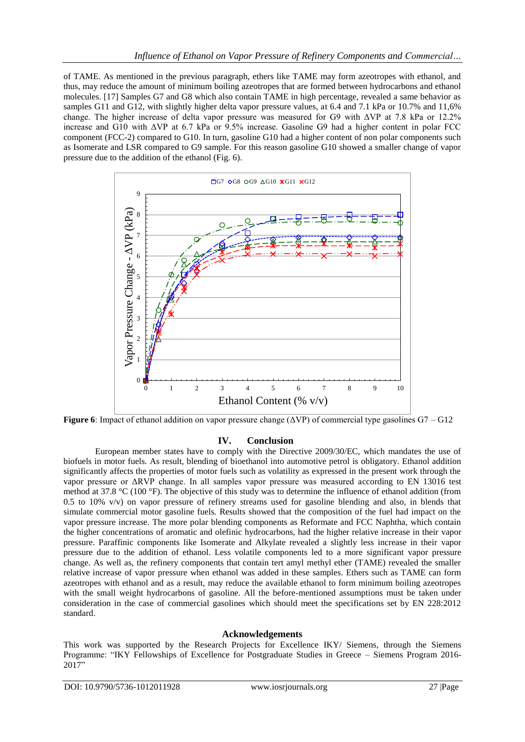of TAME. As mentioned in the previous paragraph, ethers like TAME may form azeotropes with ethanol, and thus, may reduce the amount of minimum boiling azeotropes that are formed between hydrocarbons and ethanol molecules. [17] Samples G7 and G8 which also contain TAME in high percentage, revealed a same behavior as samples G11 and G12, with slightly higher delta vapor pressure values, at 6.4 and 7.1 kPa or 10.7% and 11,6% change. The higher increase of delta vapor pressure was measured for G9 with ΔVP at 7.8 kPa or 12.2% increase and G10 with ΔVP at 6.7 kPa or 9.5% increase. Gasoline G9 had a higher content in polar FCC component (FCC-2) compared to G10. In turn, gasoline G10 had a higher content of non polar components such as Isomerate and LSR compared to G9 sample. For this reason gasoline G10 showed a smaller change of vapor pressure due to the addition of the ethanol (Fig. 6).

**Figure 6**: Impact of ethanol addition on vapor pressure change (ΔVP) of commercial type gasolines G7 – G12

## IV. Conclusion

European member states have to comply with the Directive 2009/30/EC, which mandates the use of biofuels in motor fuels. As result, blending of bioethanol into automotive petrol is obligatory. Ethanol addition significantly affects the properties of motor fuels such as volatility as expressed in the present work through the vapor pressure or ΔRVP change. In all samples vapor pressure was measured according to EN 13016 test method at 37.8 °C (100 °F). The objective of this study was to determine the influence of ethanol addition (from 0.5 to 10% v/v) on vapor pressure of refinery streams used for gasoline blending and also, in blends that simulate commercial motor gasoline fuels. Results showed that the composition of the fuel had impact on the vapor pressure increase. The more polar blending components as Reformate and FCC Naphtha, which contain the higher concentrations of aromatic and olefinic hydrocarbons, had the higher relative increase in their vapor pressure. Paraffinic components like Isomerate and Alkylate revealed a slightly less increase in their vapor pressure due to the addition of ethanol. Less volatile components led to a more significant vapor pressure change. As well as, the refinery components that contain tert amyl methyl ether (TAME) revealed the smaller relative increase of vapor pressure when ethanol was added in these samples. Ethers such as TAME can form azeotropes with ethanol and as a result, may reduce the available ethanol to form minimum boiling azeotropes with the small weight hydrocarbons of gasoline. All the before-mentioned assumptions must be taken under consideration in the case of commercial gasolines which should meet the specifications set by EN 228:2012 standard.

## Acknowledgements

This work was supported by the Research Projects for Excellence IKY/ Siemens, through the Siemens Programme: "IKY Fellowships of Excellence for Postgraduate Studies in Greece – Siemens Program 2016-2017"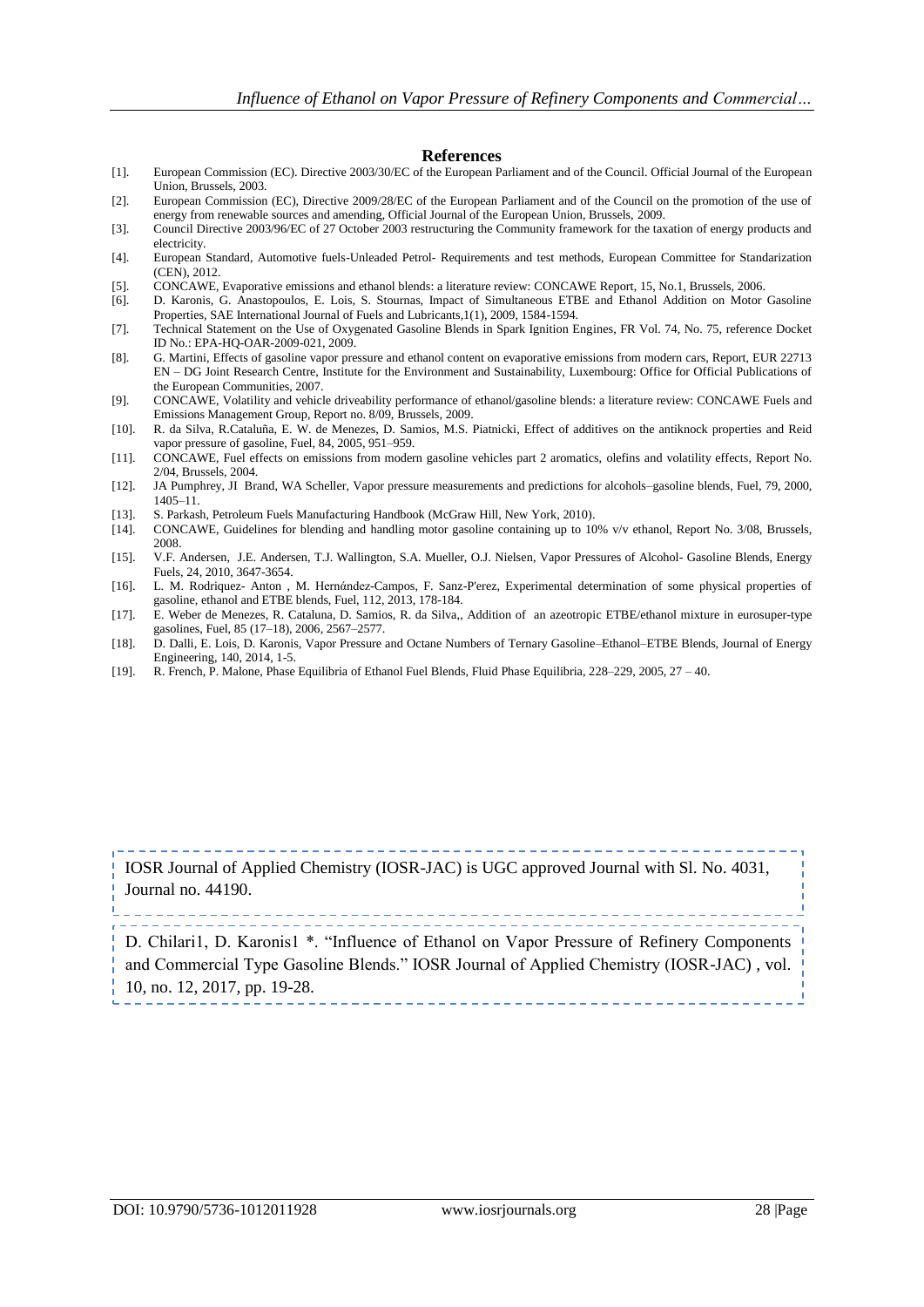## References

[1]. European Commission (EC). Directive 2003/30/EC of the European Parliament and of the Council. Official Journal of the European Union, Brussels, 2003.

[2]. European Commission (EC), Directive 2009/28/EC of the European Parliament and of the Council on the promotion of the use of energy from renewable sources and amending, Official Journal of the European Union, Brussels, 2009.

[3]. Council Directive 2003/96/EC of 27 October 2003 restructuring the Community framework for the taxation of energy products and electricity.

[4]. European Standard, Automotive fuels-Unleaded Petrol- Requirements and test methods, European Committee for Standarization (CEN), 2012.

[5]. CONCAWE, Evaporative emissions and ethanol blends: a literature review: CONCAWE Report, 15, No.1, Brussels, 2006.

[6]. D. Karonis, G. Anastopoulos, E. Lois, S. Stournas, Impact of Simultaneous ETBE and Ethanol Addition on Motor Gasoline Properties, SAE International Journal of Fuels and Lubricants,1(1), 2009, 1584-1594.

[7]. Technical Statement on the Use of Oxygenated Gasoline Blends in Spark Ignition Engines, FR Vol. 74, No. 75, reference Docket ID No.: EPA-HQ-OAR-2009-021, 2009.

[8]. G. Martini, Effects of gasoline vapor pressure and ethanol content on evaporative emissions from modern cars, Report, EUR 22713 EN – DG Joint Research Centre, Institute for the Environment and Sustainability, Luxembourg: Office for Official Publications of the European Communities, 2007.

[9]. CONCAWE, Volatility and vehicle driveability performance of ethanol/gasoline blends: a literature review: CONCAWE Fuels and Emissions Management Group, Report no. 8/09, Brussels, 2009.

[10]. R. da Silva, R.Cataluña, E. W. de Menezes, D. Samios, M.S. Piatnicki, Effect of additives on the antiknock properties and Reid vapor pressure of gasoline, Fuel, 84, 2005, 951–959.

[11]. CONCAWE, Fuel effects on emissions from modern gasoline vehicles part 2 aromatics, olefins and volatility effects, Report No. 2/04, Brussels, 2004.

[12]. JA Pumphrey, JI Brand, WA Scheller, Vapor pressure measurements and predictions for alcohols–gasoline blends, Fuel, 79, 2000, 1405–11.

[13]. S. Parkash, Petroleum Fuels Manufacturing Handbook (McGraw Hill, New York, 2010).

[14]. CONCAWE, Guidelines for blending and handling motor gasoline containing up to 10% v/v ethanol, Report No. 3/08, Brussels, 2008.

[15]. V.F. Andersen, J.E. Andersen, T.J. Wallington, S.A. Mueller, O.J. Nielsen, Vapor Pressures of Alcohol- Gasoline Blends, Energy Fuels, 24, 2010, 3647-3654.

[16]. L. M. Rodriquez- Anton , M. Hernάndez-Campos, F. Sanz-P'erez, Experimental determination of some physical properties of gasoline, ethanol and ETBE blends, Fuel, 112, 2013, 178-184.

[17]. E. Weber de Menezes, R. Cataluna, D. Samios, R. da Silva,, Addition of an azeotropic ETBE/ethanol mixture in eurosuper-type gasolines, Fuel, 85 (17–18), 2006, 2567–2577.

[18]. D. Dalli, E. Lois, D. Karonis, Vapor Pressure and Octane Numbers of Ternary Gasoline–Ethanol–ETBE Blends, Journal of Energy Engineering, 140, 2014, 1-5.

[19]. R. French, P. Malone, Phase Equilibria of Ethanol Fuel Blends, Fluid Phase Equilibria, 228–229, 2005, 27 – 40.

IOSR Journal of Applied Chemistry (IOSR-JAC) is UGC approved Journal with Sl. No. 4031, Journal no. 44190.

D. Chilari1, D. Karonis1 *. "Influence of Ethanol on Vapor Pressure of Refinery Components and Commercial Type Gasoline Blends." IOSR Journal of Applied Chemistry (IOSR-JAC) , vol. 10, no. 12, 2017, pp. 19-28.